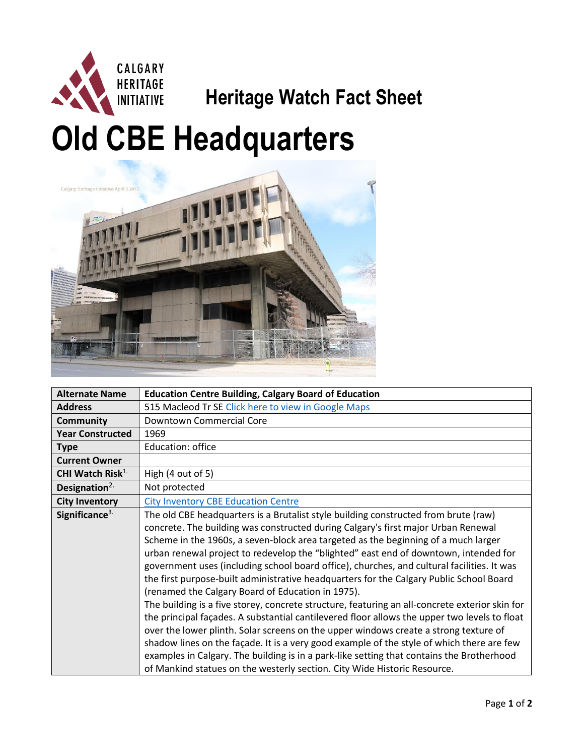CALGARY HERITAGE INITIATIVE

**Heritage Watch Fact Sheet**

# Old CBE Headquarters

| | |
|---|---|
| **Alternate Name** | **Education Centre Building, Calgary Board of Education** |
| **Address** | 515 Macleod Tr SE [Click here to view in Google Maps] |
| **Community** | Downtown Commercial Core |
| **Year Constructed** | 1969 |
| **Type** | Education: office |
| **Current Owner** | |
| **CHI Watch Risk**[1.] | High (4 out of 5) |
| **Designation**[2.] | Not protected |
| **City Inventory** | [City Inventory CBE Education Centre] |
| **Significance**[3.] | The old CBE headquarters is a Brutalist style building constructed from brute (raw) concrete. The building was constructed during Calgary's first major Urban Renewal Scheme in the 1960s, a seven-block area targeted as the beginning of a much larger urban renewal project to redevelop the "blighted" east end of downtown, intended for government uses (including school board office), churches, and cultural facilities. It was the first purpose-built administrative headquarters for the Calgary Public School Board (renamed the Calgary Board of Education in 1975).<br>The building is a five storey, concrete structure, featuring an all-concrete exterior skin for the principal façades. A substantial cantilevered floor allows the upper two levels to float over the lower plinth. Solar screens on the upper windows create a strong texture of shadow lines on the façade. It is a very good example of the style of which there are few examples in Calgary. The building is in a park-like setting that contains the Brotherhood of Mankind statues on the westerly section. City Wide Historic Resource. |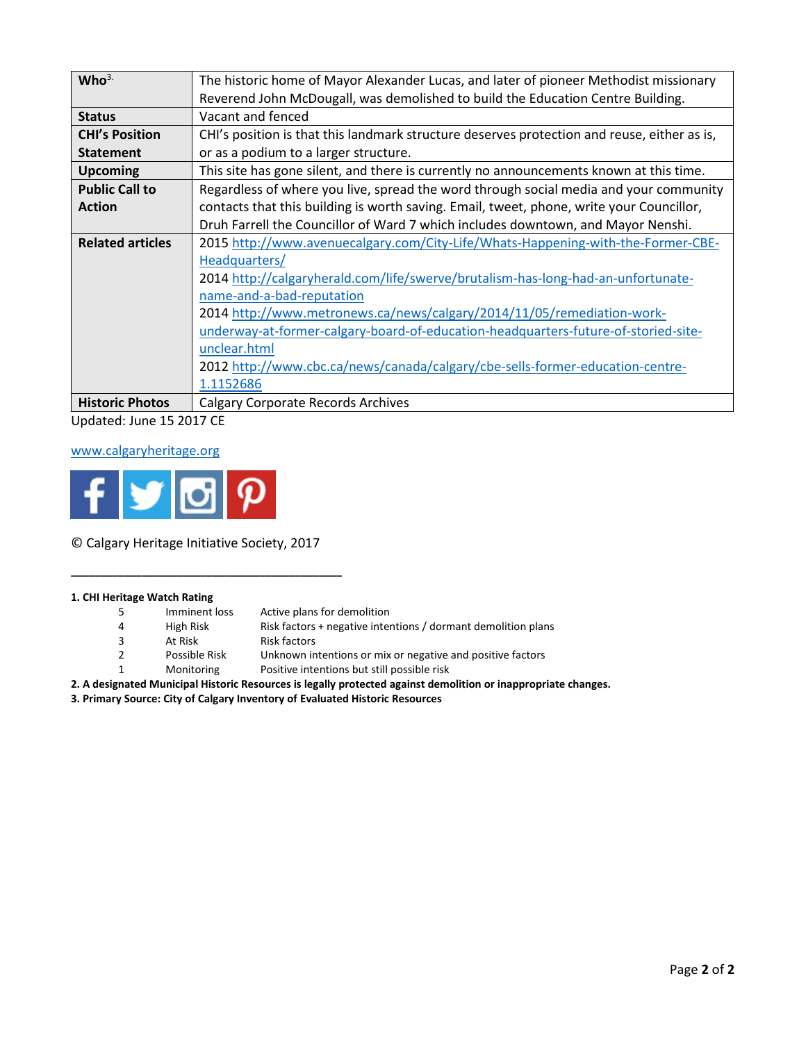| | |
|---|---|
| **Who**[3.] | The historic home of Mayor Alexander Lucas, and later of pioneer Methodist missionary Reverend John McDougall, was demolished to build the Education Centre Building. |
| **Status** | Vacant and fenced |
| **CHI's Position Statement** | CHI's position is that this landmark structure deserves protection and reuse, either as is, or as a podium to a larger structure. |
| **Upcoming** | This site has gone silent, and there is currently no announcements known at this time. |
| **Public Call to Action** | Regardless of where you live, spread the word through social media and your community contacts that this building is worth saving. Email, tweet, phone, write your Councillor, Druh Farrell the Councillor of Ward 7 which includes downtown, and Mayor Nenshi. |
| **Related articles** | 2015 http://www.avenuecalgary.com/City-Life/Whats-Happening-with-the-Former-CBE-Headquarters/ <br> 2014 http://calgaryherald.com/life/swerve/brutalism-has-long-had-an-unfortunate-name-and-a-bad-reputation <br> 2014 http://www.metronews.ca/news/calgary/2014/11/05/remediation-work-underway-at-former-calgary-board-of-education-headquarters-future-of-storied-site-unclear.html <br> 2012 http://www.cbc.ca/news/canada/calgary/cbe-sells-former-education-centre-1.1152686 |
| **Historic Photos** | Calgary Corporate Records Archives |

Updated: June 15 2017 CE

www.calgaryheritage.org

© Calgary Heritage Initiative Society, 2017

---

**1. CHI Heritage Watch Rating**

| | | |
|---|---|---|
| 5 | Imminent loss | Active plans for demolition |
| 4 | High Risk | Risk factors + negative intentions / dormant demolition plans |
| 3 | At Risk | Risk factors |
| 2 | Possible Risk | Unknown intentions or mix or negative and positive factors |
| 1 | Monitoring | Positive intentions but still possible risk |

**2. A designated Municipal Historic Resources is legally protected against demolition or inappropriate changes.**

**3. Primary Source: City of Calgary Inventory of Evaluated Historic Resources**